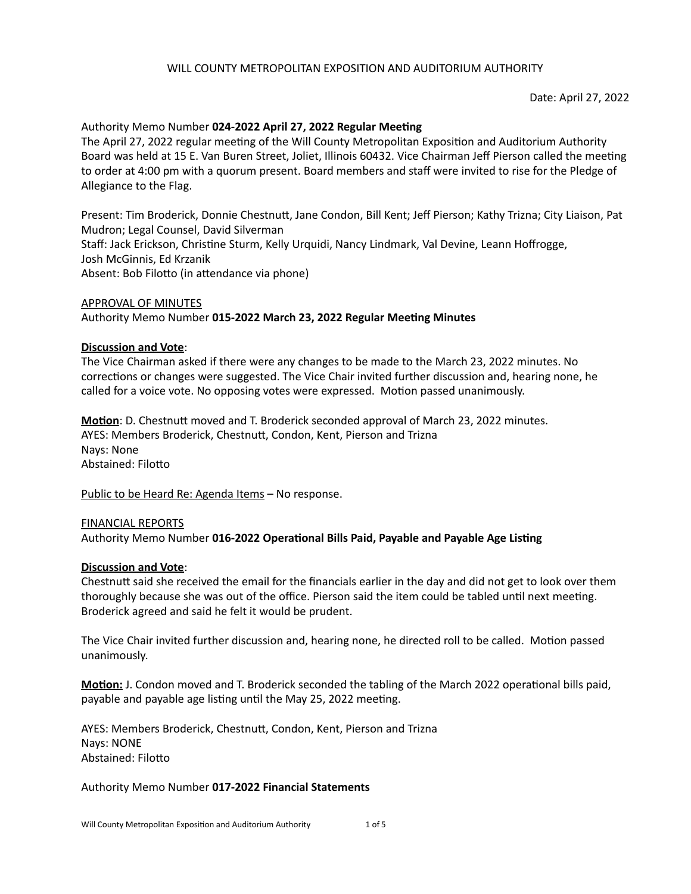WILL COUNTY METROPOLITAN EXPOSITION AND AUDITORIUM AUTHORITY

Date: April 27, 2022

Authority Memo Number **024-2022 April 27, 2022 Regular Meeting**

The April 27, 2022 regular meeting of the Will County Metropolitan Exposition and Auditorium Authority Board was held at 15 E. Van Buren Street, Joliet, Illinois 60432. Vice Chairman Jeff Pierson called the meeting to order at 4:00 pm with a quorum present. Board members and staff were invited to rise for the Pledge of Allegiance to the Flag.

Present: Tim Broderick, Donnie Chestnutt, Jane Condon, Bill Kent; Jeff Pierson; Kathy Trizna; City Liaison, Pat Mudron; Legal Counsel, David Silverman
Staff: Jack Erickson, Christine Sturm, Kelly Urquidi, Nancy Lindmark, Val Devine, Leann Hoffrogge, Josh McGinnis, Ed Krzanik
Absent: Bob Filotto (in attendance via phone)

<u>APPROVAL OF MINUTES</u>

Authority Memo Number **015-2022 March 23, 2022 Regular Meeting Minutes**

**<u>Discussion and Vote</u>**:

The Vice Chairman asked if there were any changes to be made to the March 23, 2022 minutes. No corrections or changes were suggested. The Vice Chair invited further discussion and, hearing none, he called for a voice vote. No opposing votes were expressed. Motion passed unanimously.

**<u>Motion</u>**: D. Chestnutt moved and T. Broderick seconded approval of March 23, 2022 minutes.
AYES: Members Broderick, Chestnutt, Condon, Kent, Pierson and Trizna
Nays: None
Abstained: Filotto

<u>Public to be Heard Re: Agenda Items</u> – No response.

<u>FINANCIAL REPORTS</u>

Authority Memo Number **016-2022 Operational Bills Paid, Payable and Payable Age Listing**

**<u>Discussion and Vote</u>**:

Chestnutt said she received the email for the financials earlier in the day and did not get to look over them thoroughly because she was out of the office. Pierson said the item could be tabled until next meeting. Broderick agreed and said he felt it would be prudent.

The Vice Chair invited further discussion and, hearing none, he directed roll to be called. Motion passed unanimously.

**<u>Motion:</u>** J. Condon moved and T. Broderick seconded the tabling of the March 2022 operational bills paid, payable and payable age listing until the May 25, 2022 meeting.

AYES: Members Broderick, Chestnutt, Condon, Kent, Pierson and Trizna
Nays: NONE
Abstained: Filotto

Authority Memo Number **017-2022 Financial Statements**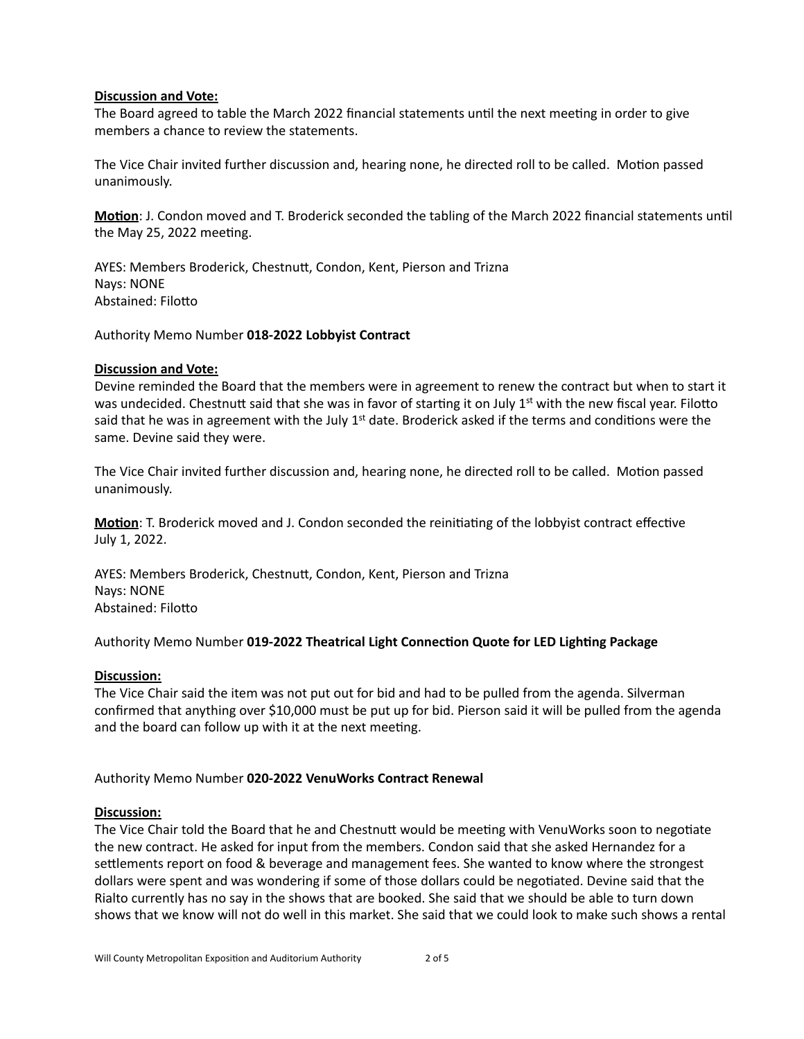**Discussion and Vote:**
The Board agreed to table the March 2022 financial statements until the next meeting in order to give members a chance to review the statements.

The Vice Chair invited further discussion and, hearing none, he directed roll to be called. Motion passed unanimously.

**Motion**: J. Condon moved and T. Broderick seconded the tabling of the March 2022 financial statements until the May 25, 2022 meeting.

AYES: Members Broderick, Chestnutt, Condon, Kent, Pierson and Trizna
Nays: NONE
Abstained: Filotto

Authority Memo Number **018-2022 Lobbyist Contract**

**Discussion and Vote:**
Devine reminded the Board that the members were in agreement to renew the contract but when to start it was undecided. Chestnutt said that she was in favor of starting it on July 1st with the new fiscal year. Filotto said that he was in agreement with the July 1st date. Broderick asked if the terms and conditions were the same. Devine said they were.

The Vice Chair invited further discussion and, hearing none, he directed roll to be called. Motion passed unanimously.

**Motion**: T. Broderick moved and J. Condon seconded the reinitiating of the lobbyist contract effective July 1, 2022.

AYES: Members Broderick, Chestnutt, Condon, Kent, Pierson and Trizna
Nays: NONE
Abstained: Filotto

Authority Memo Number **019-2022 Theatrical Light Connection Quote for LED Lighting Package**

**Discussion:**
The Vice Chair said the item was not put out for bid and had to be pulled from the agenda. Silverman confirmed that anything over $10,000 must be put up for bid. Pierson said it will be pulled from the agenda and the board can follow up with it at the next meeting.

Authority Memo Number **020-2022 VenuWorks Contract Renewal**

**Discussion:**
The Vice Chair told the Board that he and Chestnutt would be meeting with VenuWorks soon to negotiate the new contract. He asked for input from the members. Condon said that she asked Hernandez for a settlements report on food & beverage and management fees. She wanted to know where the strongest dollars were spent and was wondering if some of those dollars could be negotiated. Devine said that the Rialto currently has no say in the shows that are booked. She said that we should be able to turn down shows that we know will not do well in this market. She said that we could look to make such shows a rental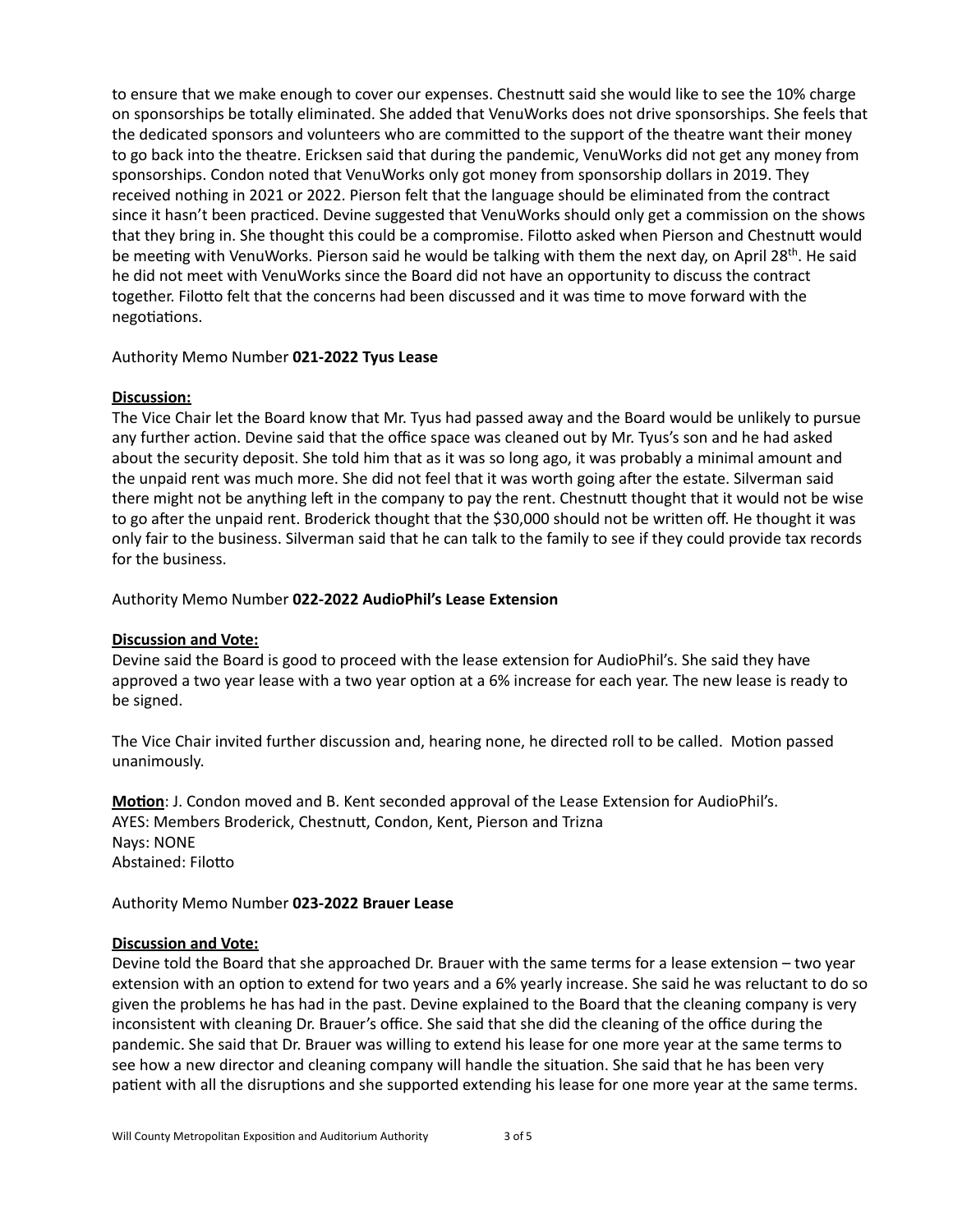to ensure that we make enough to cover our expenses. Chestnutt said she would like to see the 10% charge on sponsorships be totally eliminated. She added that VenuWorks does not drive sponsorships. She feels that the dedicated sponsors and volunteers who are committed to the support of the theatre want their money to go back into the theatre. Ericksen said that during the pandemic, VenuWorks did not get any money from sponsorships. Condon noted that VenuWorks only got money from sponsorship dollars in 2019. They received nothing in 2021 or 2022. Pierson felt that the language should be eliminated from the contract since it hasn't been practiced. Devine suggested that VenuWorks should only get a commission on the shows that they bring in. She thought this could be a compromise. Filotto asked when Pierson and Chestnutt would be meeting with VenuWorks. Pierson said he would be talking with them the next day, on April 28th. He said he did not meet with VenuWorks since the Board did not have an opportunity to discuss the contract together. Filotto felt that the concerns had been discussed and it was time to move forward with the negotiations.

Authority Memo Number **021-2022 Tyus Lease**

**Discussion:**

The Vice Chair let the Board know that Mr. Tyus had passed away and the Board would be unlikely to pursue any further action. Devine said that the office space was cleaned out by Mr. Tyus's son and he had asked about the security deposit. She told him that as it was so long ago, it was probably a minimal amount and the unpaid rent was much more. She did not feel that it was worth going after the estate. Silverman said there might not be anything left in the company to pay the rent. Chestnutt thought that it would not be wise to go after the unpaid rent. Broderick thought that the $30,000 should not be written off. He thought it was only fair to the business. Silverman said that he can talk to the family to see if they could provide tax records for the business.

Authority Memo Number **022-2022 AudioPhil's Lease Extension**

**Discussion and Vote:**

Devine said the Board is good to proceed with the lease extension for AudioPhil's. She said they have approved a two year lease with a two year option at a 6% increase for each year. The new lease is ready to be signed.

The Vice Chair invited further discussion and, hearing none, he directed roll to be called. Motion passed unanimously.

**Motion**: J. Condon moved and B. Kent seconded approval of the Lease Extension for AudioPhil's.
AYES: Members Broderick, Chestnutt, Condon, Kent, Pierson and Trizna
Nays: NONE
Abstained: Filotto

Authority Memo Number **023-2022 Brauer Lease**

**Discussion and Vote:**

Devine told the Board that she approached Dr. Brauer with the same terms for a lease extension – two year extension with an option to extend for two years and a 6% yearly increase. She said he was reluctant to do so given the problems he has had in the past. Devine explained to the Board that the cleaning company is very inconsistent with cleaning Dr. Brauer's office. She said that she did the cleaning of the office during the pandemic. She said that Dr. Brauer was willing to extend his lease for one more year at the same terms to see how a new director and cleaning company will handle the situation. She said that he has been very patient with all the disruptions and she supported extending his lease for one more year at the same terms.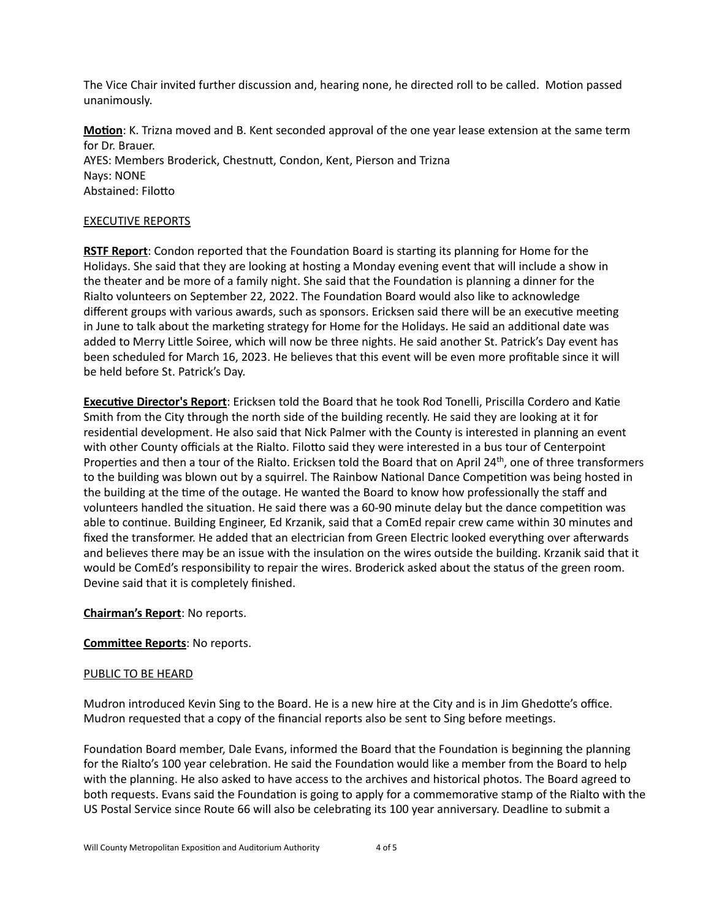The Vice Chair invited further discussion and, hearing none, he directed roll to be called. Motion passed unanimously.

**Motion**: K. Trizna moved and B. Kent seconded approval of the one year lease extension at the same term for Dr. Brauer.
AYES: Members Broderick, Chestnutt, Condon, Kent, Pierson and Trizna
Nays: NONE
Abstained: Filotto

EXECUTIVE REPORTS

**RSTF Report**: Condon reported that the Foundation Board is starting its planning for Home for the Holidays. She said that they are looking at hosting a Monday evening event that will include a show in the theater and be more of a family night. She said that the Foundation is planning a dinner for the Rialto volunteers on September 22, 2022. The Foundation Board would also like to acknowledge different groups with various awards, such as sponsors. Ericksen said there will be an executive meeting in June to talk about the marketing strategy for Home for the Holidays. He said an additional date was added to Merry Little Soiree, which will now be three nights. He said another St. Patrick's Day event has been scheduled for March 16, 2023. He believes that this event will be even more profitable since it will be held before St. Patrick's Day.

**Executive Director's Report**: Ericksen told the Board that he took Rod Tonelli, Priscilla Cordero and Katie Smith from the City through the north side of the building recently. He said they are looking at it for residential development. He also said that Nick Palmer with the County is interested in planning an event with other County officials at the Rialto. Filotto said they were interested in a bus tour of Centerpoint Properties and then a tour of the Rialto. Ericksen told the Board that on April 24th, one of three transformers to the building was blown out by a squirrel. The Rainbow National Dance Competition was being hosted in the building at the time of the outage. He wanted the Board to know how professionally the staff and volunteers handled the situation. He said there was a 60-90 minute delay but the dance competition was able to continue. Building Engineer, Ed Krzanik, said that a ComEd repair crew came within 30 minutes and fixed the transformer. He added that an electrician from Green Electric looked everything over afterwards and believes there may be an issue with the insulation on the wires outside the building. Krzanik said that it would be ComEd's responsibility to repair the wires. Broderick asked about the status of the green room. Devine said that it is completely finished.

**Chairman's Report**: No reports.

**Committee Reports**: No reports.

PUBLIC TO BE HEARD

Mudron introduced Kevin Sing to the Board. He is a new hire at the City and is in Jim Ghedotte's office. Mudron requested that a copy of the financial reports also be sent to Sing before meetings.

Foundation Board member, Dale Evans, informed the Board that the Foundation is beginning the planning for the Rialto's 100 year celebration. He said the Foundation would like a member from the Board to help with the planning. He also asked to have access to the archives and historical photos. The Board agreed to both requests. Evans said the Foundation is going to apply for a commemorative stamp of the Rialto with the US Postal Service since Route 66 will also be celebrating its 100 year anniversary. Deadline to submit a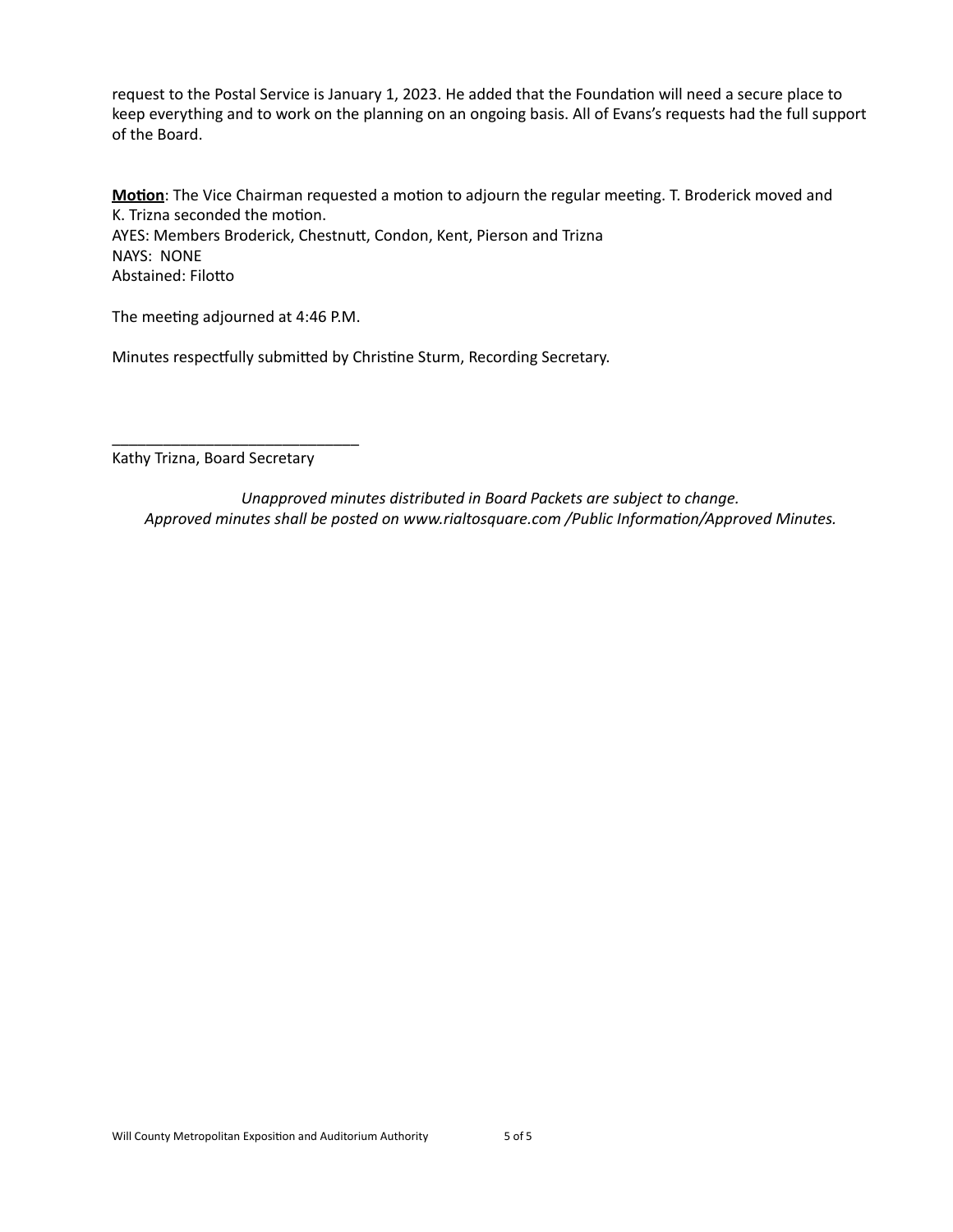request to the Postal Service is January 1, 2023. He added that the Foundation will need a secure place to keep everything and to work on the planning on an ongoing basis. All of Evans's requests had the full support of the Board.

**Motion**: The Vice Chairman requested a motion to adjourn the regular meeting. T. Broderick moved and K. Trizna seconded the motion.
AYES: Members Broderick, Chestnutt, Condon, Kent, Pierson and Trizna
NAYS: NONE
Abstained: Filotto

The meeting adjourned at 4:46 P.M.

Minutes respectfully submitted by Christine Sturm, Recording Secretary.

______________________________
Kathy Trizna, Board Secretary

*Unapproved minutes distributed in Board Packets are subject to change.*
*Approved minutes shall be posted on www.rialtosquare.com /Public Information/Approved Minutes.*